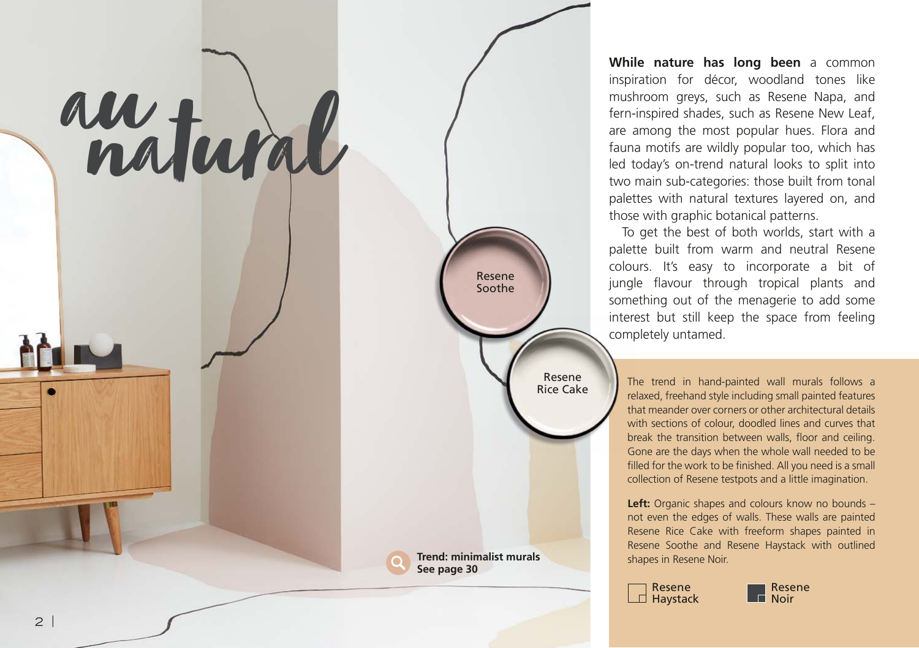# au natural

**While nature has long been** a common inspiration for décor, woodland tones like mushroom greys, such as Resene Napa, and fern-inspired shades, such as Resene New Leaf, are among the most popular hues. Flora and fauna motifs are wildly popular too, which has led today's on-trend natural looks to split into two main sub-categories: those built from tonal palettes with natural textures layered on, and those with graphic botanical patterns.

To get the best of both worlds, start with a palette built from warm and neutral Resene colours. It's easy to incorporate a bit of jungle flavour through tropical plants and something out of the menagerie to add some interest but still keep the space from feeling completely untamed.

The trend in hand-painted wall murals follows a relaxed, freehand style including small painted features that meander over corners or other architectural details with sections of colour, doodled lines and curves that break the transition between walls, floor and ceiling. Gone are the days when the whole wall needed to be filled for the work to be finished. All you need is a small collection of Resene testpots and a little imagination.

**Left:** Organic shapes and colours know no bounds – not even the edges of walls. These walls are painted Resene Rice Cake with freeform shapes painted in Resene Soothe and Resene Haystack with outlined shapes in Resene Noir.

Resene Soothe

Resene Rice Cake

Resene Haystack

Resene Noir

**Trend: minimalist murals**
**See page 30**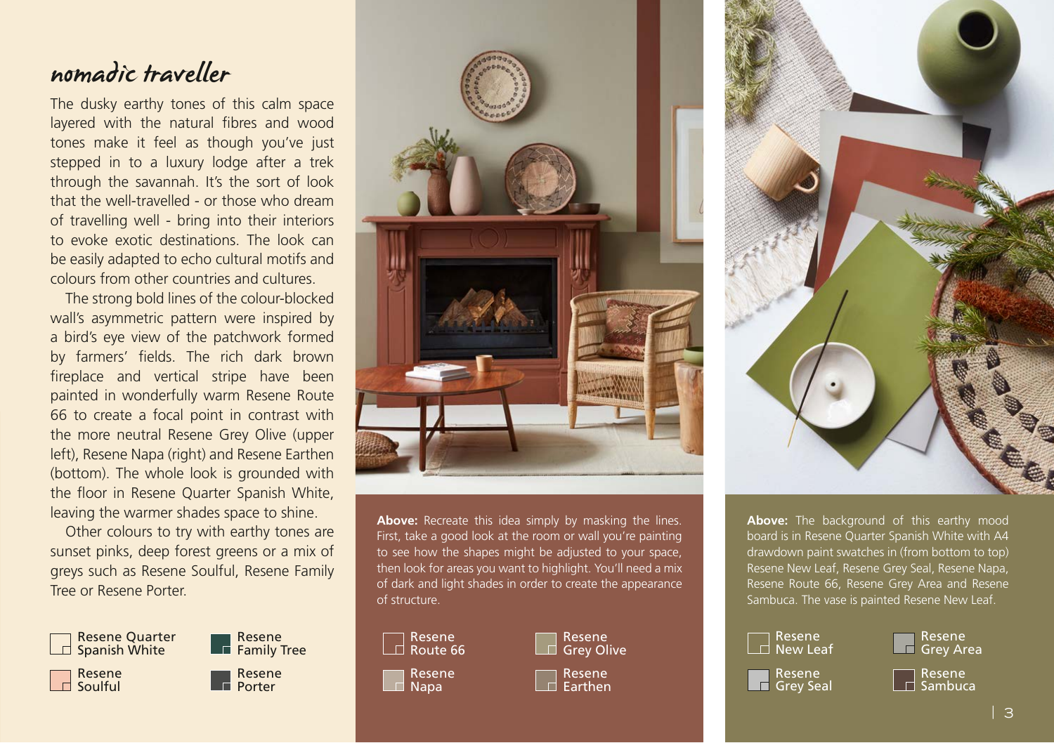# nomadic traveller

The dusky earthy tones of this calm space layered with the natural fibres and wood tones make it feel as though you've just stepped in to a luxury lodge after a trek through the savannah. It's the sort of look that the well-travelled - or those who dream of travelling well - bring into their interiors to evoke exotic destinations. The look can be easily adapted to echo cultural motifs and colours from other countries and cultures.

The strong bold lines of the colour-blocked wall's asymmetric pattern were inspired by a bird's eye view of the patchwork formed by farmers' fields. The rich dark brown fireplace and vertical stripe have been painted in wonderfully warm Resene Route 66 to create a focal point in contrast with the more neutral Resene Grey Olive (upper left), Resene Napa (right) and Resene Earthen (bottom). The whole look is grounded with the floor in Resene Quarter Spanish White, leaving the warmer shades space to shine.

Other colours to try with earthy tones are sunset pinks, deep forest greens or a mix of greys such as Resene Soulful, Resene Family Tree or Resene Porter.

- Resene Quarter Spanish White
- Resene Family Tree
- Resene Soulful
- Resene Porter

**Above:** Recreate this idea simply by masking the lines. First, take a good look at the room or wall you're painting to see how the shapes might be adjusted to your space, then look for areas you want to highlight. You'll need a mix of dark and light shades in order to create the appearance of structure.

- Resene Route 66
- Resene Grey Olive
- Resene Napa
- Resene Earthen

**Above:** The background of this earthy mood board is in Resene Quarter Spanish White with A4 drawdown paint swatches in (from bottom to top) Resene New Leaf, Resene Grey Seal, Resene Napa, Resene Route 66, Resene Grey Area and Resene Sambuca. The vase is painted Resene New Leaf.

- Resene New Leaf
- Resene Grey Area
- Resene Grey Seal
- Resene Sambuca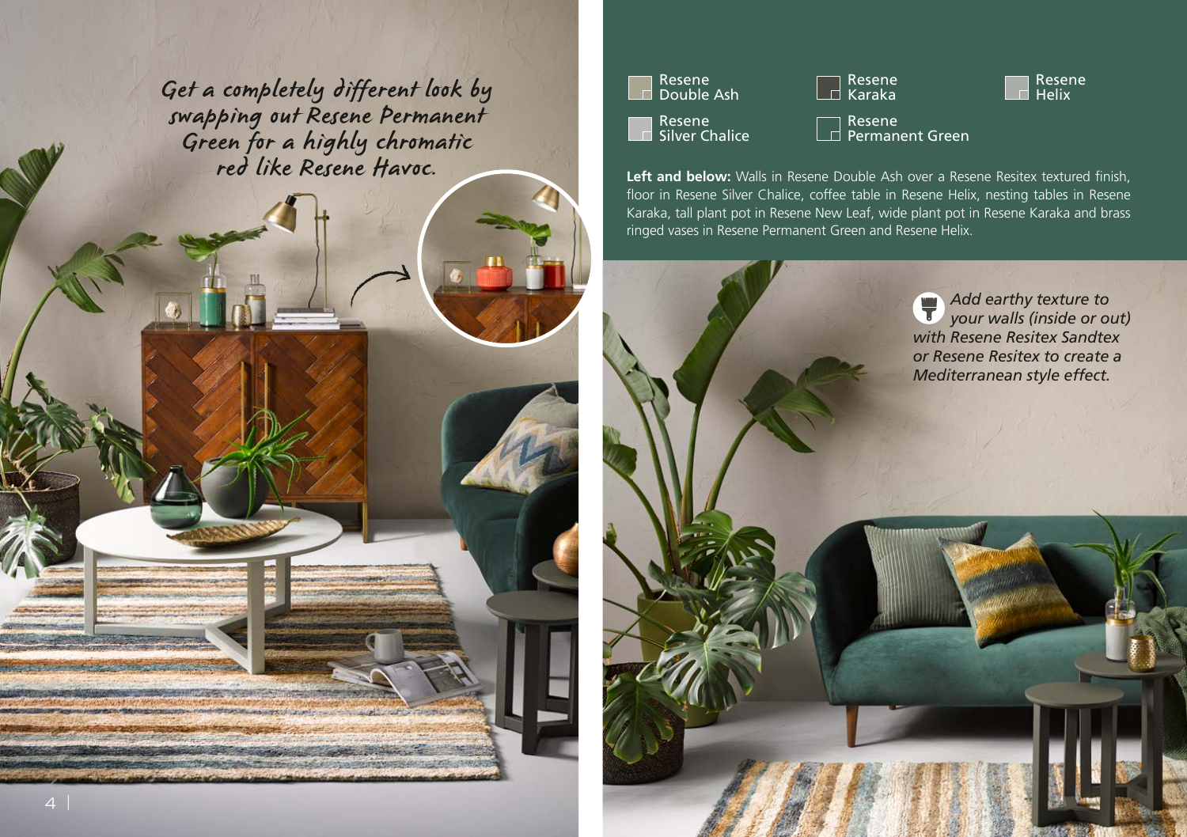*Get a completely different look by swapping out Resene Permanent Green for a highly chromatic red like Resene Havoc.*

- Resene Double Ash
- Resene Karaka
- Resene Helix
- Resene Silver Chalice
- Resene Permanent Green

**Left and below:** Walls in Resene Double Ash over a Resene Resitex textured finish, floor in Resene Silver Chalice, coffee table in Resene Helix, nesting tables in Resene Karaka, tall plant pot in Resene New Leaf, wide plant pot in Resene Karaka and brass ringed vases in Resene Permanent Green and Resene Helix.

*Add earthy texture to your walls (inside or out) with Resene Resitex Sandtex or Resene Resitex to create a Mediterranean style effect.*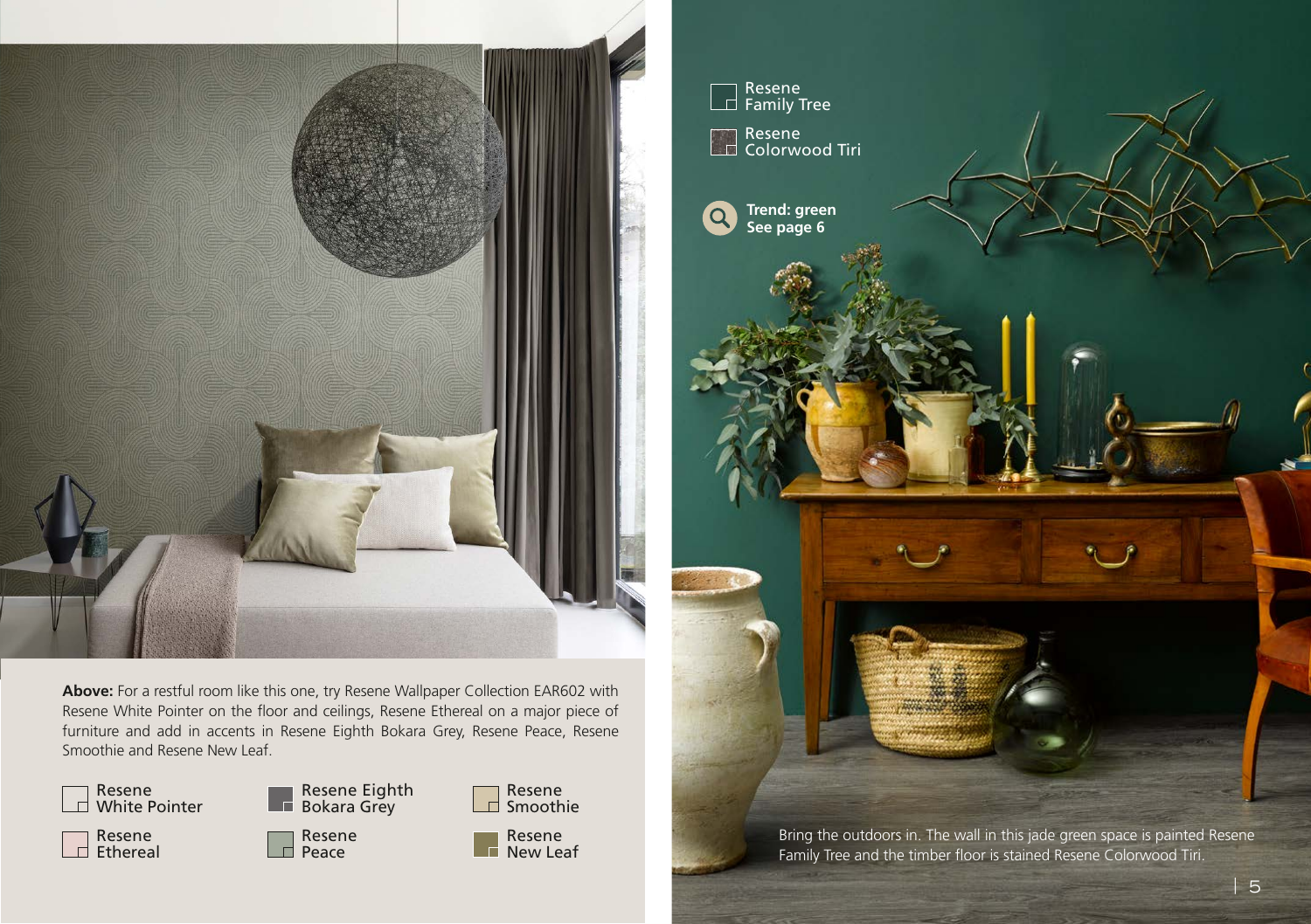**Above:** For a restful room like this one, try Resene Wallpaper Collection EAR602 with Resene White Pointer on the floor and ceilings, Resene Ethereal on a major piece of furniture and add in accents in Resene Eighth Bokara Grey, Resene Peace, Resene Smoothie and Resene New Leaf.

Resene White Pointer

Resene Ethereal

Resene Eighth Bokara Grey

Resene Peace

Resene Smoothie

Resene New Leaf

Resene Family Tree

Resene Colorwood Tiri

**Trend: green See page 6**

Bring the outdoors in. The wall in this jade green space is painted Resene Family Tree and the timber floor is stained Resene Colorwood Tiri.